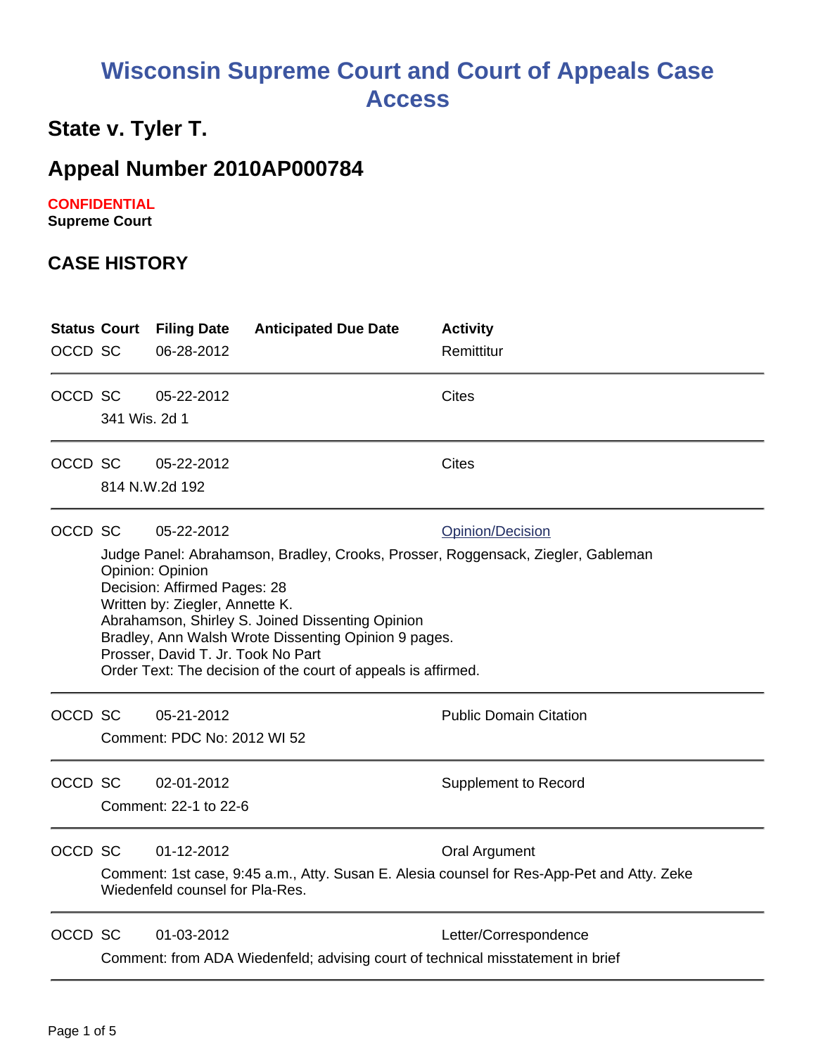# Wisconsin Supreme Court and Court of Appeals Case Access

## State v. Tyler T.

## Appeal Number 2010AP000784

**CONFIDENTIAL**
**Supreme Court**

### CASE HISTORY

| Status | Court | Filing Date | Anticipated Due Date | Activity |
|---|---|---|---|---|
| OCCD | SC | 06-28-2012 | | Remittitur |
| OCCD | SC | 05-22-2012 | | Cites |
| | 341 Wis. 2d 1 | | | |
| OCCD | SC | 05-22-2012 | | Cites |
| | 814 N.W.2d 192 | | | |
| OCCD | SC | 05-22-2012 | | Opinion/Decision |
| | Judge Panel: Abrahamson, Bradley, Crooks, Prosser, Roggensack, Ziegler, Gableman<br>Opinion: Opinion<br>Decision: Affirmed Pages: 28<br>Written by: Ziegler, Annette K.<br>Abrahamson, Shirley S. Joined Dissenting Opinion<br>Bradley, Ann Walsh Wrote Dissenting Opinion 9 pages.<br>Prosser, David T. Jr. Took No Part<br>Order Text: The decision of the court of appeals is affirmed. | | | |
| OCCD | SC | 05-21-2012 | | Public Domain Citation |
| | Comment: PDC No: 2012 WI 52 | | | |
| OCCD | SC | 02-01-2012 | | Supplement to Record |
| | Comment: 22-1 to 22-6 | | | |
| OCCD | SC | 01-12-2012 | | Oral Argument |
| | Comment: 1st case, 9:45 a.m., Atty. Susan E. Alesia counsel for Res-App-Pet and Atty. Zeke Wiedenfeld counsel for Pla-Res. | | | |
| OCCD | SC | 01-03-2012 | | Letter/Correspondence |
| | Comment: from ADA Wiedenfeld; advising court of technical misstatement in brief | | | |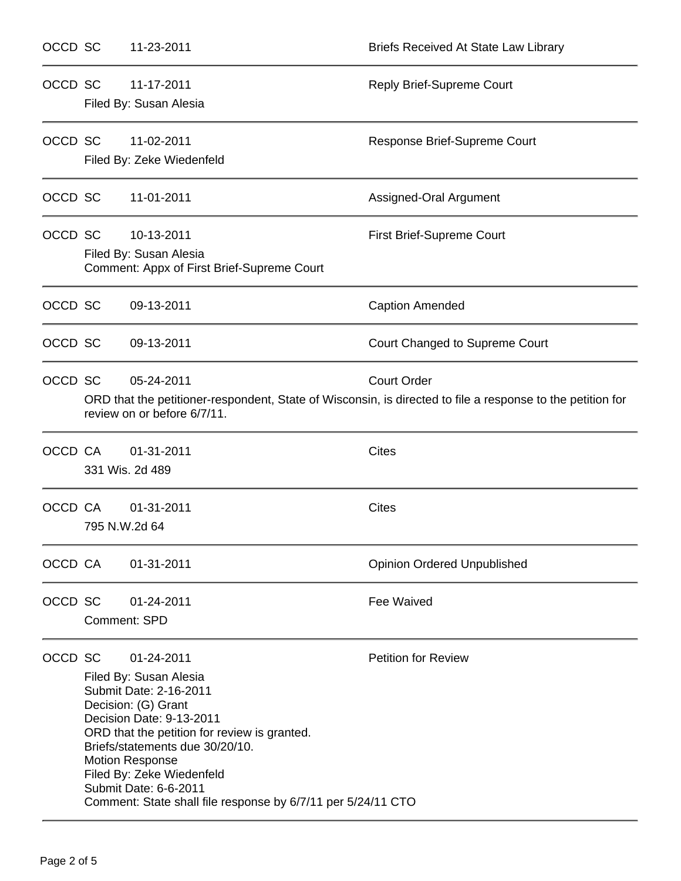OCCD SC 11-23-2011 Briefs Received At State Law Library

---

OCCD SC 11-17-2011 Reply Brief-Supreme Court

Filed By: Susan Alesia

---

OCCD SC 11-02-2011 Response Brief-Supreme Court

Filed By: Zeke Wiedenfeld

---

OCCD SC 11-01-2011 Assigned-Oral Argument

---

OCCD SC 10-13-2011 First Brief-Supreme Court

Filed By: Susan Alesia
Comment: Appx of First Brief-Supreme Court

---

OCCD SC 09-13-2011 Caption Amended

---

OCCD SC 09-13-2011 Court Changed to Supreme Court

---

OCCD SC 05-24-2011 Court Order

ORD that the petitioner-respondent, State of Wisconsin, is directed to file a response to the petition for review on or before 6/7/11.

---

OCCD CA 01-31-2011 Cites

331 Wis. 2d 489

---

OCCD CA 01-31-2011 Cites

795 N.W.2d 64

---

OCCD CA 01-31-2011 Opinion Ordered Unpublished

---

OCCD SC 01-24-2011 Fee Waived

Comment: SPD

---

OCCD SC 01-24-2011 Petition for Review

Filed By: Susan Alesia
Submit Date: 2-16-2011
Decision: (G) Grant
Decision Date: 9-13-2011
ORD that the petition for review is granted.
Briefs/statements due 30/20/10.
Motion Response
Filed By: Zeke Wiedenfeld
Submit Date: 6-6-2011
Comment: State shall file response by 6/7/11 per 5/24/11 CTO

---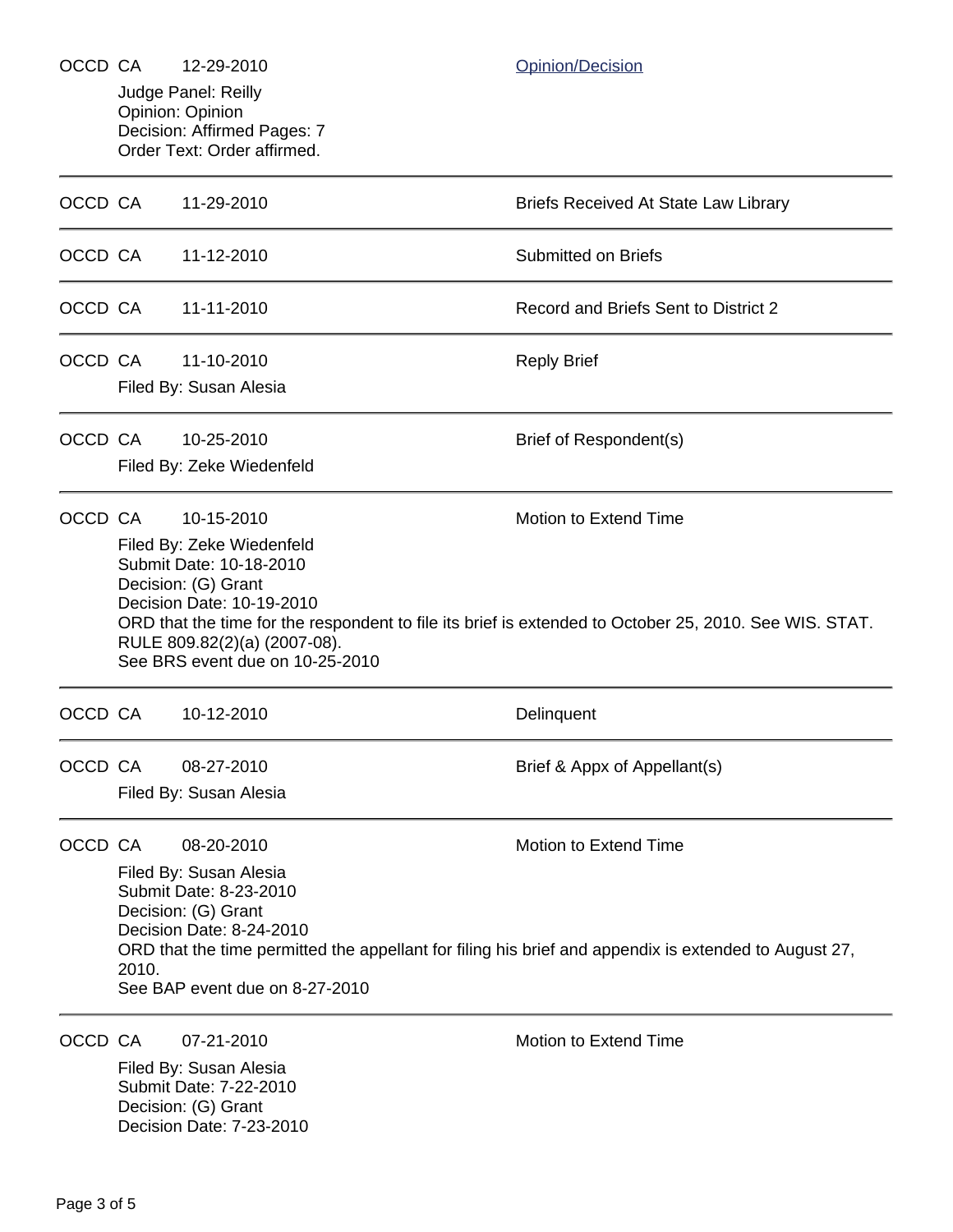OCCD CA 12-29-2010 Opinion/Decision

Judge Panel: Reilly
Opinion: Opinion
Decision: Affirmed Pages: 7
Order Text: Order affirmed.

---

OCCD CA 11-29-2010 Briefs Received At State Law Library

---

OCCD CA 11-12-2010 Submitted on Briefs

---

OCCD CA 11-11-2010 Record and Briefs Sent to District 2

---

OCCD CA 11-10-2010 Reply Brief

Filed By: Susan Alesia

---

OCCD CA 10-25-2010 Brief of Respondent(s)

Filed By: Zeke Wiedenfeld

---

OCCD CA 10-15-2010 Motion to Extend Time

Filed By: Zeke Wiedenfeld
Submit Date: 10-18-2010
Decision: (G) Grant
Decision Date: 10-19-2010
ORD that the time for the respondent to file its brief is extended to October 25, 2010. See WIS. STAT. RULE 809.82(2)(a) (2007-08).
See BRS event due on 10-25-2010

---

OCCD CA 10-12-2010 Delinquent

---

OCCD CA 08-27-2010 Brief & Appx of Appellant(s)

Filed By: Susan Alesia

---

OCCD CA 08-20-2010 Motion to Extend Time

Filed By: Susan Alesia
Submit Date: 8-23-2010
Decision: (G) Grant
Decision Date: 8-24-2010
ORD that the time permitted the appellant for filing his brief and appendix is extended to August 27, 2010.
See BAP event due on 8-27-2010

---

OCCD CA 07-21-2010 Motion to Extend Time

Filed By: Susan Alesia
Submit Date: 7-22-2010
Decision: (G) Grant
Decision Date: 7-23-2010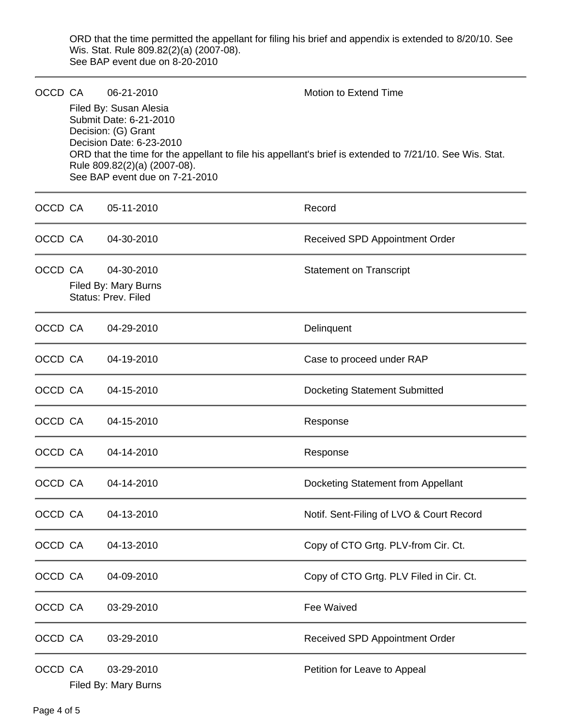ORD that the time permitted the appellant for filing his brief and appendix is extended to 8/20/10. See Wis. Stat. Rule 809.82(2)(a) (2007-08).
See BAP event due on 8-20-2010

---

OCCD CA 06-21-2010 Motion to Extend Time

Filed By: Susan Alesia
Submit Date: 6-21-2010
Decision: (G) Grant
Decision Date: 6-23-2010
ORD that the time for the appellant to file his appellant's brief is extended to 7/21/10. See Wis. Stat. Rule 809.82(2)(a) (2007-08).
See BAP event due on 7-21-2010

---

OCCD CA 05-11-2010 Record

---

OCCD CA 04-30-2010 Received SPD Appointment Order

---

OCCD CA 04-30-2010 Statement on Transcript

Filed By: Mary Burns
Status: Prev. Filed

---

OCCD CA 04-29-2010 Delinquent

---

OCCD CA 04-19-2010 Case to proceed under RAP

---

OCCD CA 04-15-2010 Docketing Statement Submitted

---

OCCD CA 04-15-2010 Response

---

OCCD CA 04-14-2010 Response

---

OCCD CA 04-14-2010 Docketing Statement from Appellant

---

OCCD CA 04-13-2010 Notif. Sent-Filing of LVO & Court Record

---

OCCD CA 04-13-2010 Copy of CTO Grtg. PLV-from Cir. Ct.

---

OCCD CA 04-09-2010 Copy of CTO Grtg. PLV Filed in Cir. Ct.

---

OCCD CA 03-29-2010 Fee Waived

---

OCCD CA 03-29-2010 Received SPD Appointment Order

---

OCCD CA 03-29-2010 Petition for Leave to Appeal

Filed By: Mary Burns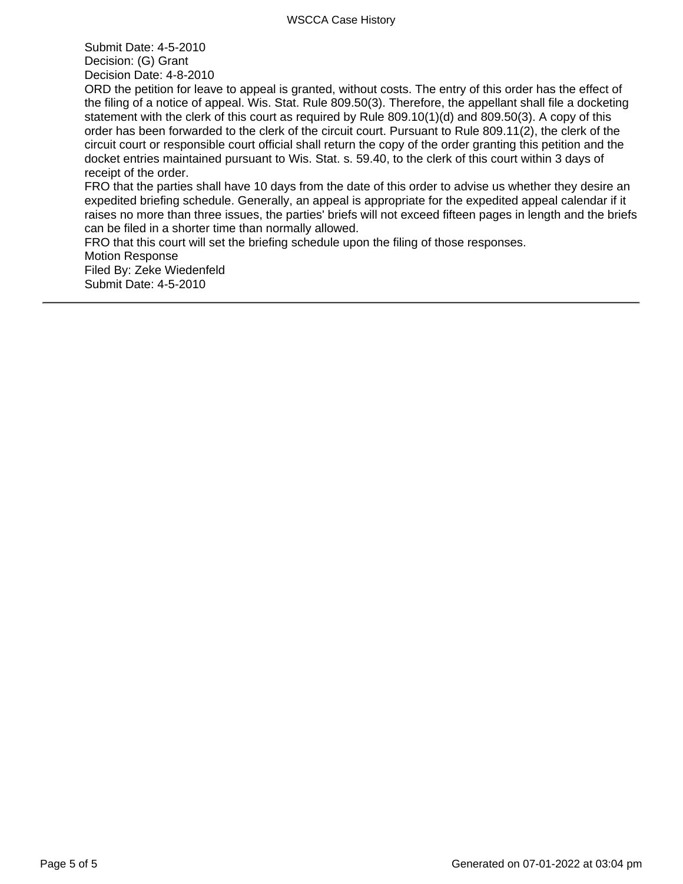Submit Date: 4-5-2010
Decision: (G) Grant
Decision Date: 4-8-2010
ORD the petition for leave to appeal is granted, without costs. The entry of this order has the effect of the filing of a notice of appeal. Wis. Stat. Rule 809.50(3). Therefore, the appellant shall file a docketing statement with the clerk of this court as required by Rule 809.10(1)(d) and 809.50(3). A copy of this order has been forwarded to the clerk of the circuit court. Pursuant to Rule 809.11(2), the clerk of the circuit court or responsible court official shall return the copy of the order granting this petition and the docket entries maintained pursuant to Wis. Stat. s. 59.40, to the clerk of this court within 3 days of receipt of the order.
FRO that the parties shall have 10 days from the date of this order to advise us whether they desire an expedited briefing schedule. Generally, an appeal is appropriate for the expedited appeal calendar if it raises no more than three issues, the parties' briefs will not exceed fifteen pages in length and the briefs can be filed in a shorter time than normally allowed.
FRO that this court will set the briefing schedule upon the filing of those responses.
Motion Response
Filed By: Zeke Wiedenfeld
Submit Date: 4-5-2010

---